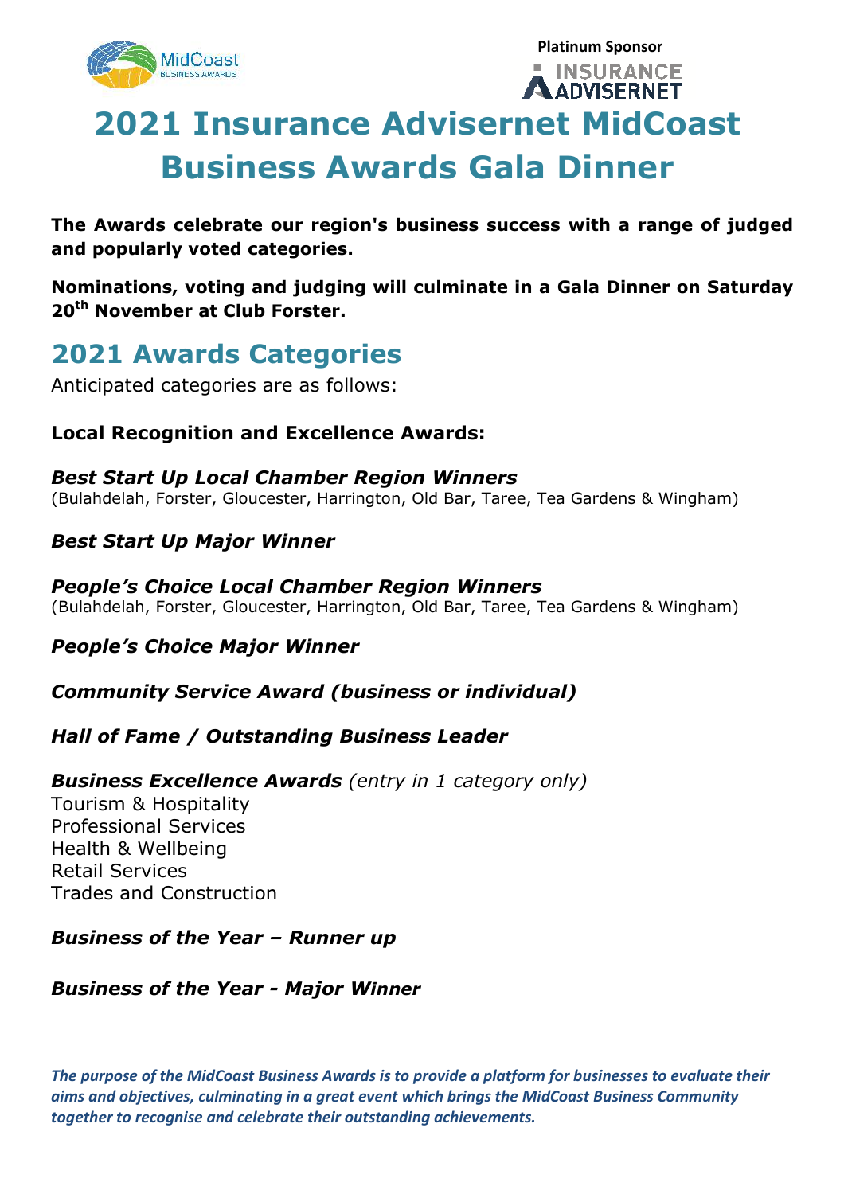Platinum Sponsor

# 2021 Insurance Advisernet MidCoast Business Awards Gala Dinner

**The Awards celebrate our region's business success with a range of judged and popularly voted categories.**

**Nominations, voting and judging will culminate in a Gala Dinner on Saturday 20th November at Club Forster.**

## 2021 Awards Categories

Anticipated categories are as follows:

**Local Recognition and Excellence Awards:**

***Best Start Up Local Chamber Region Winners***
(Bulahdelah, Forster, Gloucester, Harrington, Old Bar, Taree, Tea Gardens & Wingham)

***Best Start Up Major Winner***

***People's Choice Local Chamber Region Winners***
(Bulahdelah, Forster, Gloucester, Harrington, Old Bar, Taree, Tea Gardens & Wingham)

***People's Choice Major Winner***

***Community Service Award (business or individual)***

***Hall of Fame / Outstanding Business Leader***

***Business Excellence Awards*** *(entry in 1 category only)*
Tourism & Hospitality
Professional Services
Health & Wellbeing
Retail Services
Trades and Construction

***Business of the Year – Runner up***

***Business of the Year - Major Winner***

***The purpose of the MidCoast Business Awards is to provide a platform for businesses to evaluate their aims and objectives, culminating in a great event which brings the MidCoast Business Community together to recognise and celebrate their outstanding achievements.***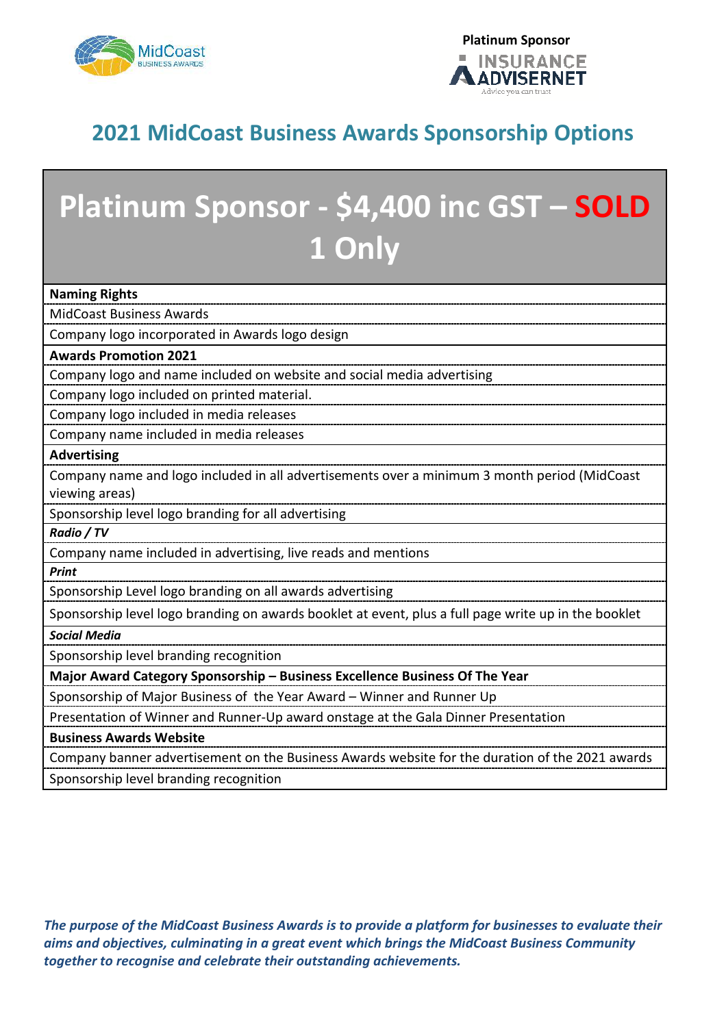Platinum Sponsor

# 2021 MidCoast Business Awards Sponsorship Options

## Platinum Sponsor - $4,400 inc GST – SOLD 1 Only

| **Naming Rights** |
|---|
| MidCoast Business Awards |
| Company logo incorporated in Awards logo design |
| **Awards Promotion 2021** |
| Company logo and name included on website and social media advertising |
| Company logo included on printed material. |
| Company logo included in media releases |
| Company name included in media releases |
| **Advertising** |
| Company name and logo included in all advertisements over a minimum 3 month period (MidCoast viewing areas) |
| Sponsorship level logo branding for all advertising |
| ***Radio / TV*** |
| Company name included in advertising, live reads and mentions |
| ***Print*** |
| Sponsorship Level logo branding on all awards advertising |
| Sponsorship level logo branding on awards booklet at event, plus a full page write up in the booklet |
| ***Social Media*** |
| Sponsorship level branding recognition |
| **Major Award Category Sponsorship – Business Excellence Business Of The Year** |
| Sponsorship of Major Business of the Year Award – Winner and Runner Up |
| Presentation of Winner and Runner-Up award onstage at the Gala Dinner Presentation |
| **Business Awards Website** |
| Company banner advertisement on the Business Awards website for the duration of the 2021 awards |
| Sponsorship level branding recognition |

***The purpose of the MidCoast Business Awards is to provide a platform for businesses to evaluate their aims and objectives, culminating in a great event which brings the MidCoast Business Community together to recognise and celebrate their outstanding achievements.***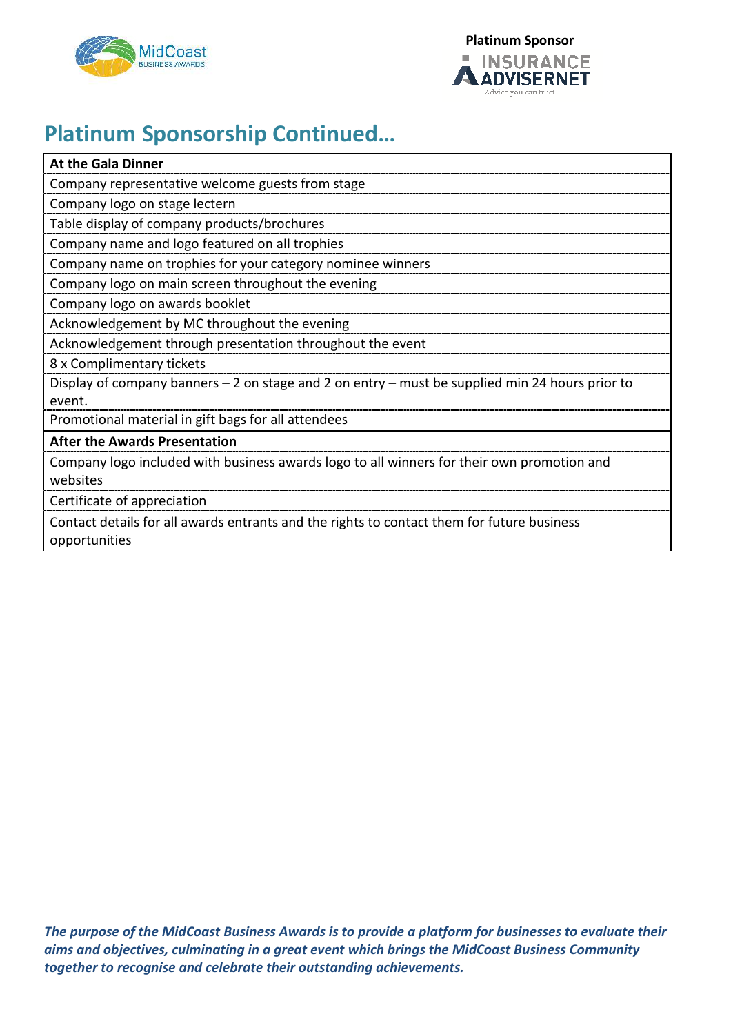Platinum Sponsor

# Platinum Sponsorship Continued…

| **At the Gala Dinner** |
|---|
| Company representative welcome guests from stage |
| Company logo on stage lectern |
| Table display of company products/brochures |
| Company name and logo featured on all trophies |
| Company name on trophies for your category nominee winners |
| Company logo on main screen throughout the evening |
| Company logo on awards booklet |
| Acknowledgement by MC throughout the evening |
| Acknowledgement through presentation throughout the event |
| 8 x Complimentary tickets |
| Display of company banners – 2 on stage and 2 on entry – must be supplied min 24 hours prior to event. |
| Promotional material in gift bags for all attendees |
| **After the Awards Presentation** |
| Company logo included with business awards logo to all winners for their own promotion and websites |
| Certificate of appreciation |
| Contact details for all awards entrants and the rights to contact them for future business opportunities |

***The purpose of the MidCoast Business Awards is to provide a platform for businesses to evaluate their aims and objectives, culminating in a great event which brings the MidCoast Business Community together to recognise and celebrate their outstanding achievements.***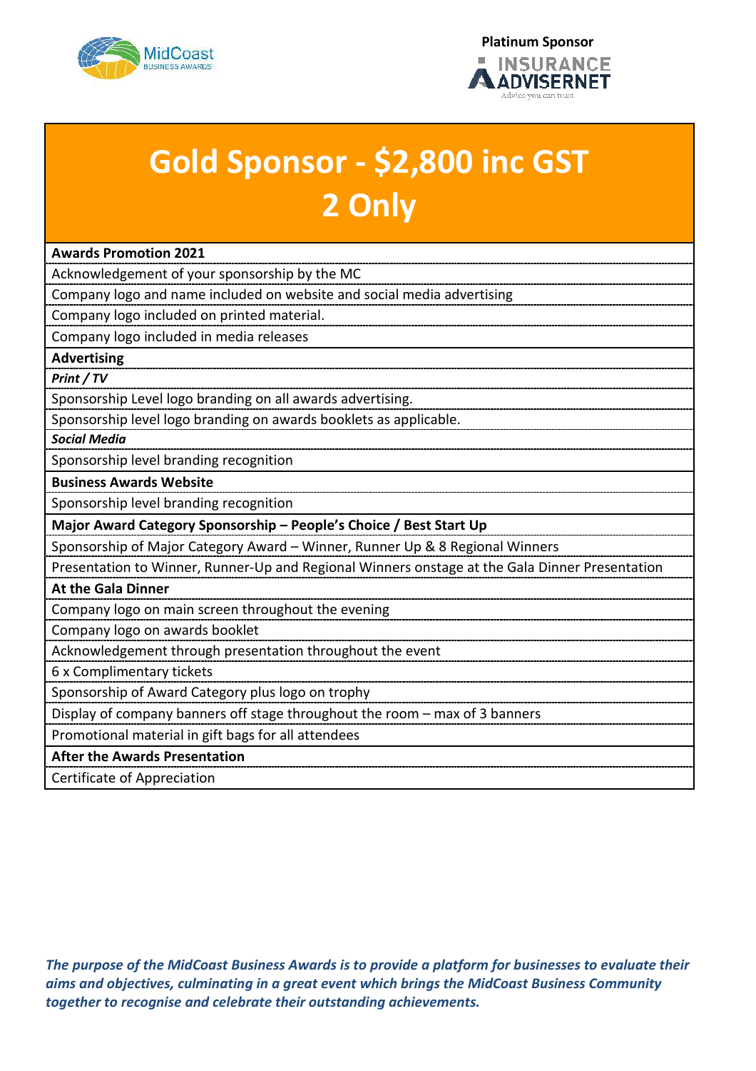Platinum Sponsor

# Gold Sponsor - $2,800 inc GST
# 2 Only

| **Awards Promotion 2021** |
|---|
| Acknowledgement of your sponsorship by the MC |
| Company logo and name included on website and social media advertising |
| Company logo included on printed material. |
| Company logo included in media releases |
| **Advertising** |
| ***Print / TV*** |
| Sponsorship Level logo branding on all awards advertising. |
| Sponsorship level logo branding on awards booklets as applicable. |
| ***Social Media*** |
| Sponsorship level branding recognition |
| **Business Awards Website** |
| Sponsorship level branding recognition |
| **Major Award Category Sponsorship – People's Choice / Best Start Up** |
| Sponsorship of Major Category Award – Winner, Runner Up & 8 Regional Winners |
| Presentation to Winner, Runner-Up and Regional Winners onstage at the Gala Dinner Presentation |
| **At the Gala Dinner** |
| Company logo on main screen throughout the evening |
| Company logo on awards booklet |
| Acknowledgement through presentation throughout the event |
| 6 x Complimentary tickets |
| Sponsorship of Award Category plus logo on trophy |
| Display of company banners off stage throughout the room – max of 3 banners |
| Promotional material in gift bags for all attendees |
| **After the Awards Presentation** |
| Certificate of Appreciation |

***The purpose of the MidCoast Business Awards is to provide a platform for businesses to evaluate their aims and objectives, culminating in a great event which brings the MidCoast Business Community together to recognise and celebrate their outstanding achievements.***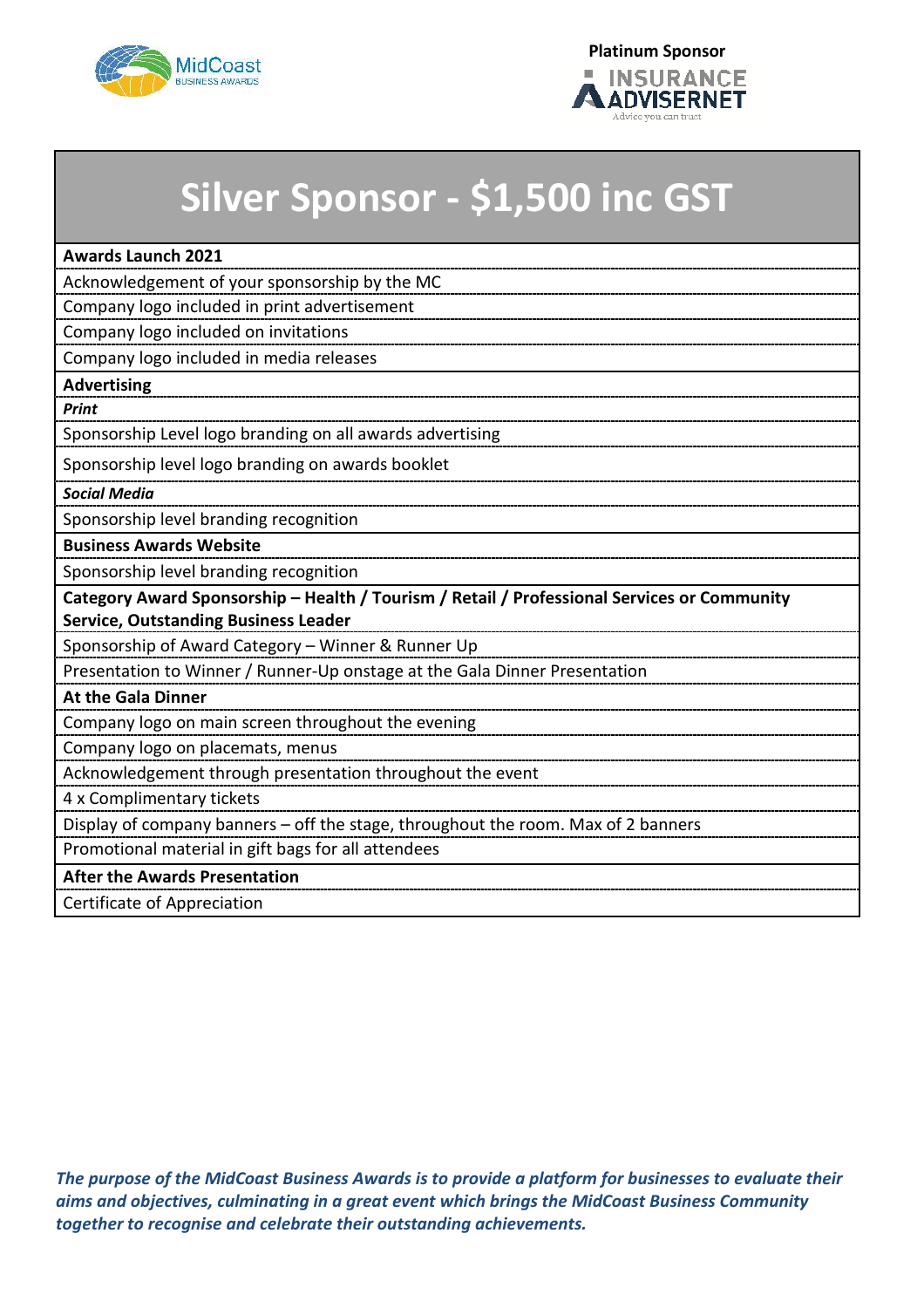MidCoast BUSINESS AWARDS

**Platinum Sponsor**

INSURANCE ADVISERNET
Advice you can trust

# Silver Sponsor - $1,500 inc GST

| **Awards Launch 2021** |
|---|
| Acknowledgement of your sponsorship by the MC |
| Company logo included in print advertisement |
| Company logo included on invitations |
| Company logo included in media releases |
| **Advertising** |
| ***Print*** |
| Sponsorship Level logo branding on all awards advertising |
| Sponsorship level logo branding on awards booklet |
| ***Social Media*** |
| Sponsorship level branding recognition |
| **Business Awards Website** |
| Sponsorship level branding recognition |
| **Category Award Sponsorship – Health / Tourism / Retail / Professional Services or Community Service, Outstanding Business Leader** |
| Sponsorship of Award Category – Winner & Runner Up |
| Presentation to Winner / Runner-Up onstage at the Gala Dinner Presentation |
| **At the Gala Dinner** |
| Company logo on main screen throughout the evening |
| Company logo on placemats, menus |
| Acknowledgement through presentation throughout the event |
| 4 x Complimentary tickets |
| Display of company banners – off the stage, throughout the room. Max of 2 banners |
| Promotional material in gift bags for all attendees |
| **After the Awards Presentation** |
| Certificate of Appreciation |

***The purpose of the MidCoast Business Awards is to provide a platform for businesses to evaluate their aims and objectives, culminating in a great event which brings the MidCoast Business Community together to recognise and celebrate their outstanding achievements.***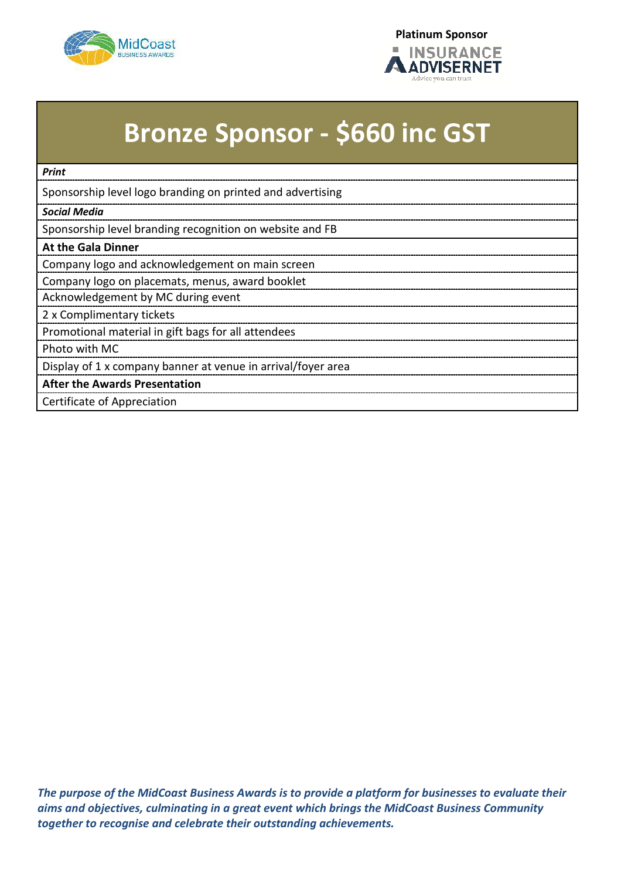Platinum Sponsor

# Bronze Sponsor - $660 inc GST

***Print***

Sponsorship level logo branding on printed and advertising

***Social Media***

Sponsorship level branding recognition on website and FB

**At the Gala Dinner**

Company logo and acknowledgement on main screen

Company logo on placemats, menus, award booklet

Acknowledgement by MC during event

2 x Complimentary tickets

Promotional material in gift bags for all attendees

Photo with MC

Display of 1 x company banner at venue in arrival/foyer area

**After the Awards Presentation**

Certificate of Appreciation

***The purpose of the MidCoast Business Awards is to provide a platform for businesses to evaluate their aims and objectives, culminating in a great event which brings the MidCoast Business Community together to recognise and celebrate their outstanding achievements.***